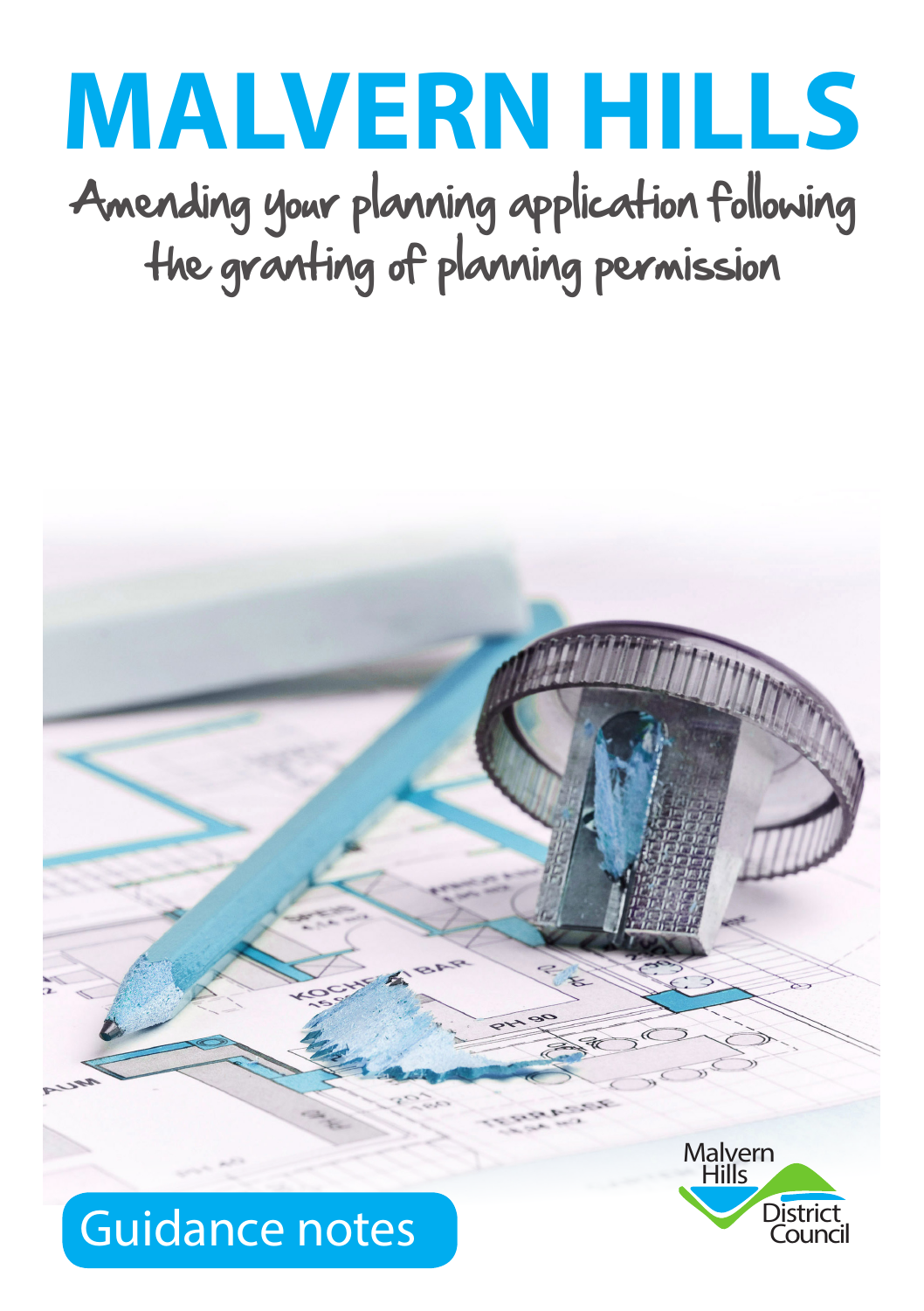# MALVERN HILLS

## Amending your planning application following the granting of planning permission

Guidance notes

Malvern Hills District Council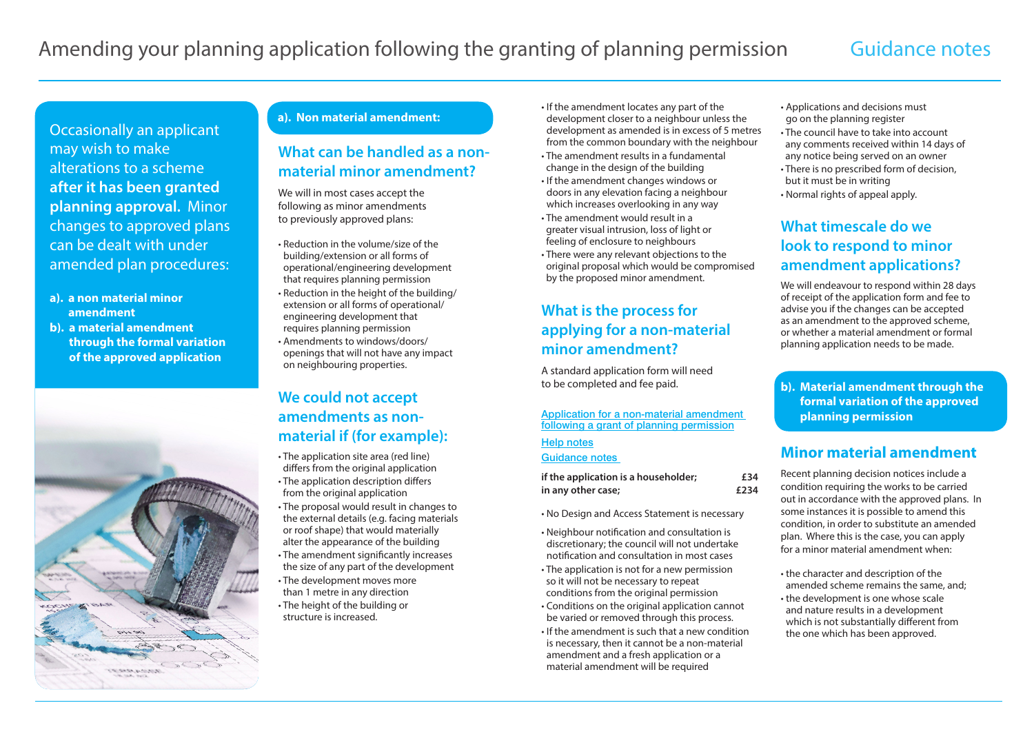# Amending your planning application following the granting of planning permission

Guidance notes

Occasionally an applicant may wish to make alterations to a scheme **after it has been granted planning approval.** Minor changes to approved plans can be dealt with under amended plan procedures:

- **a). a non material minor amendment**
- **b). a material amendment through the formal variation of the approved application**

**a). Non material amendment:**

## What can be handled as a non-material minor amendment?

We will in most cases accept the following as minor amendments to previously approved plans:

- Reduction in the volume/size of the building/extension or all forms of operational/engineering development that requires planning permission
- Reduction in the height of the building/extension or all forms of operational/engineering development that requires planning permission
- Amendments to windows/doors/openings that will not have any impact on neighbouring properties.

## We could not accept amendments as non-material if (for example):

- The application site area (red line) differs from the original application
- The application description differs from the original application
- The proposal would result in changes to the external details (e.g. facing materials or roof shape) that would materially alter the appearance of the building
- The amendment significantly increases the size of any part of the development
- The development moves more than 1 metre in any direction
- The height of the building or structure is increased.
- If the amendment locates any part of the development closer to a neighbour unless the development as amended is in excess of 5 metres from the common boundary with the neighbour
- The amendment results in a fundamental change in the design of the building
- If the amendment changes windows or doors in any elevation facing a neighbour which increases overlooking in any way
- The amendment would result in a greater visual intrusion, loss of light or feeling of enclosure to neighbours
- There were any relevant objections to the original proposal which would be compromised by the proposed minor amendment.

## What is the process for applying for a non-material minor amendment?

A standard application form will need to be completed and fee paid.

Application for a non-material amendment following a grant of planning permission

Help notes

Guidance notes

| | |
|---|---|
| **if the application is a householder;** | **£34** |
| **in any other case;** | **£234** |

- No Design and Access Statement is necessary
- Neighbour notification and consultation is discretionary; the council will not undertake notification and consultation in most cases
- The application is not for a new permission so it will not be necessary to repeat conditions from the original permission
- Conditions on the original application cannot be varied or removed through this process.
- If the amendment is such that a new condition is necessary, then it cannot be a non-material amendment and a fresh application or a material amendment will be required
- Applications and decisions must go on the planning register
- The council have to take into account any comments received within 14 days of any notice being served on an owner
- There is no prescribed form of decision, but it must be in writing
- Normal rights of appeal apply.

## What timescale do we look to respond to minor amendment applications?

We will endeavour to respond within 28 days of receipt of the application form and fee to advise you if the changes can be accepted as an amendment to the approved scheme, or whether a material amendment or formal planning application needs to be made.

**b). Material amendment through the formal variation of the approved planning permission**

## Minor material amendment

Recent planning decision notices include a condition requiring the works to be carried out in accordance with the approved plans. In some instances it is possible to amend this condition, in order to substitute an amended plan. Where this is the case, you can apply for a minor material amendment when:

- the character and description of the amended scheme remains the same, and;
- the development is one whose scale and nature results in a development which is not substantially different from the one which has been approved.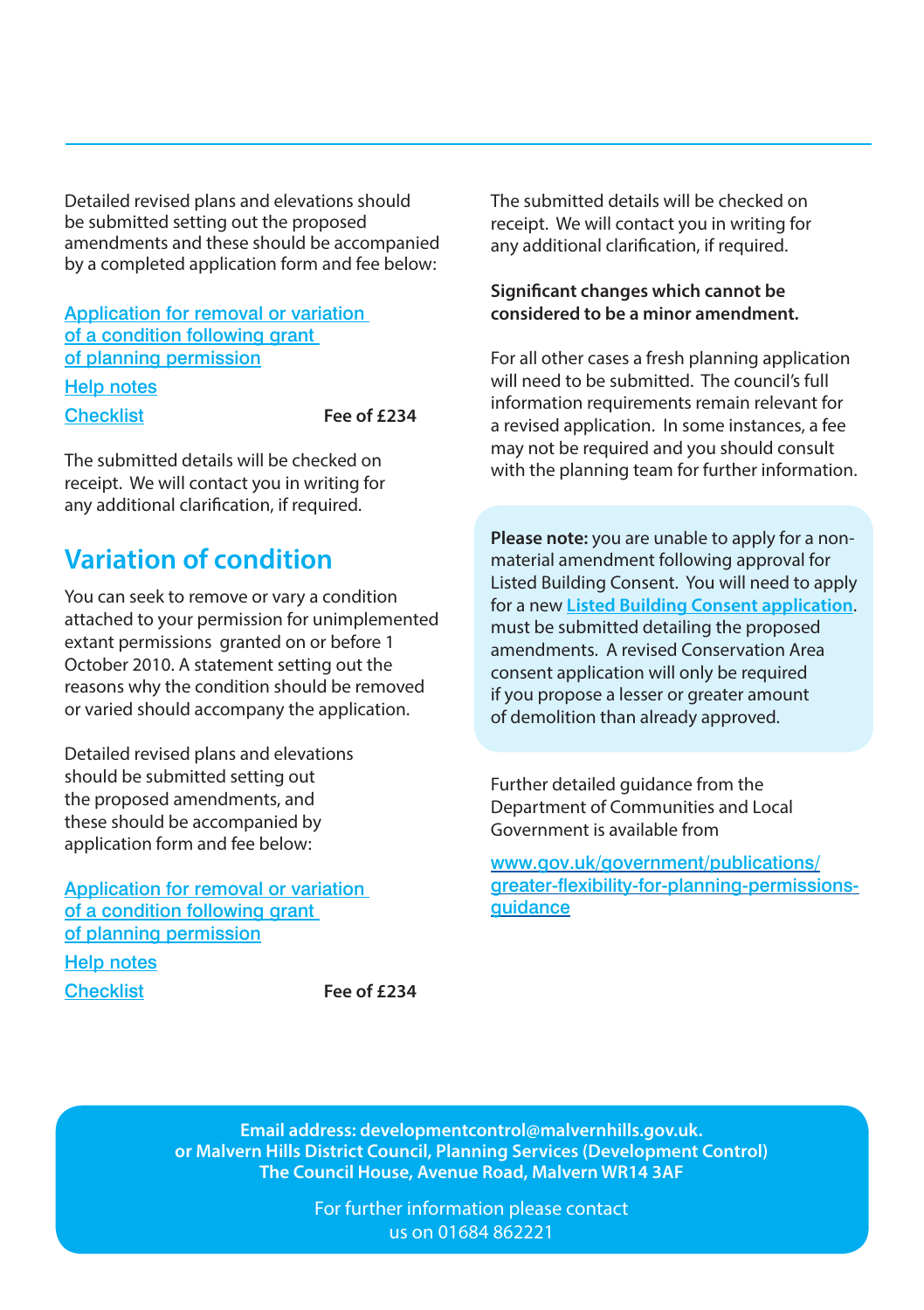Detailed revised plans and elevations should be submitted setting out the proposed amendments and these should be accompanied by a completed application form and fee below:

Application for removal or variation of a condition following grant of planning permission

Help notes

Checklist **Fee of £234**

The submitted details will be checked on receipt. We will contact you in writing for any additional clarification, if required.

## Variation of condition

You can seek to remove or vary a condition attached to your permission for unimplemented extant permissions granted on or before 1 October 2010. A statement setting out the reasons why the condition should be removed or varied should accompany the application.

Detailed revised plans and elevations should be submitted setting out the proposed amendments, and these should be accompanied by application form and fee below:

Application for removal or variation of a condition following grant of planning permission

Help notes

Checklist **Fee of £234**

The submitted details will be checked on receipt. We will contact you in writing for any additional clarification, if required.

**Significant changes which cannot be considered to be a minor amendment.**

For all other cases a fresh planning application will need to be submitted. The council's full information requirements remain relevant for a revised application. In some instances, a fee may not be required and you should consult with the planning team for further information.

**Please note:** you are unable to apply for a non-material amendment following approval for Listed Building Consent. You will need to apply for a new **Listed Building Consent application**. must be submitted detailing the proposed amendments. A revised Conservation Area consent application will only be required if you propose a lesser or greater amount of demolition than already approved.

Further detailed guidance from the Department of Communities and Local Government is available from

www.gov.uk/government/publications/greater-flexibility-for-planning-permissions-guidance

**Email address: developmentcontrol@malvernhills.gov.uk.**
**or Malvern Hills District Council, Planning Services (Development Control)**
**The Council House, Avenue Road, Malvern WR14 3AF**

For further information please contact us on 01684 862221